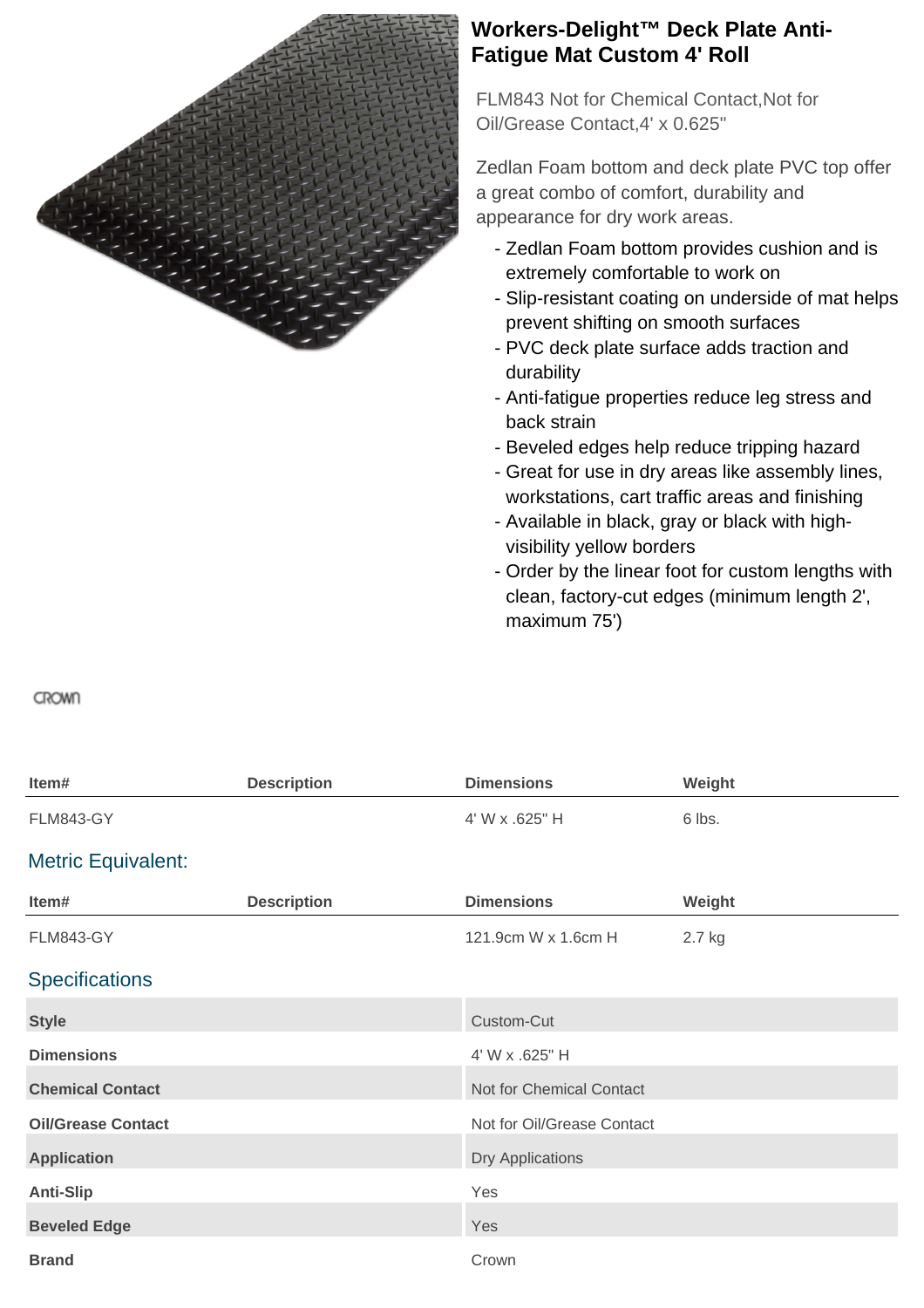# Workers-Delight™ Deck Plate Anti-Fatigue Mat Custom 4' Roll

FLM843 Not for Chemical Contact,Not for Oil/Grease Contact,4' x 0.625"

Zedlan Foam bottom and deck plate PVC top offer a great combo of comfort, durability and appearance for dry work areas.

- Zedlan Foam bottom provides cushion and is extremely comfortable to work on
- Slip-resistant coating on underside of mat helps prevent shifting on smooth surfaces
- PVC deck plate surface adds traction and durability
- Anti-fatigue properties reduce leg stress and back strain
- Beveled edges help reduce tripping hazard
- Great for use in dry areas like assembly lines, workstations, cart traffic areas and finishing
- Available in black, gray or black with high-visibility yellow borders
- Order by the linear foot for custom lengths with clean, factory-cut edges (minimum length 2', maximum 75')

CROWN

| Item# | Description | Dimensions | Weight |
|---|---|---|---|
| FLM843-GY | | 4' W x .625" H | 6 lbs. |

## Metric Equivalent:

| Item# | Description | Dimensions | Weight |
|---|---|---|---|
| FLM843-GY | | 121.9cm W x 1.6cm H | 2.7 kg |

## Specifications

| | |
|---|---|
| **Style** | Custom-Cut |
| **Dimensions** | 4' W x .625" H |
| **Chemical Contact** | Not for Chemical Contact |
| **Oil/Grease Contact** | Not for Oil/Grease Contact |
| **Application** | Dry Applications |
| **Anti-Slip** | Yes |
| **Beveled Edge** | Yes |
| **Brand** | Crown |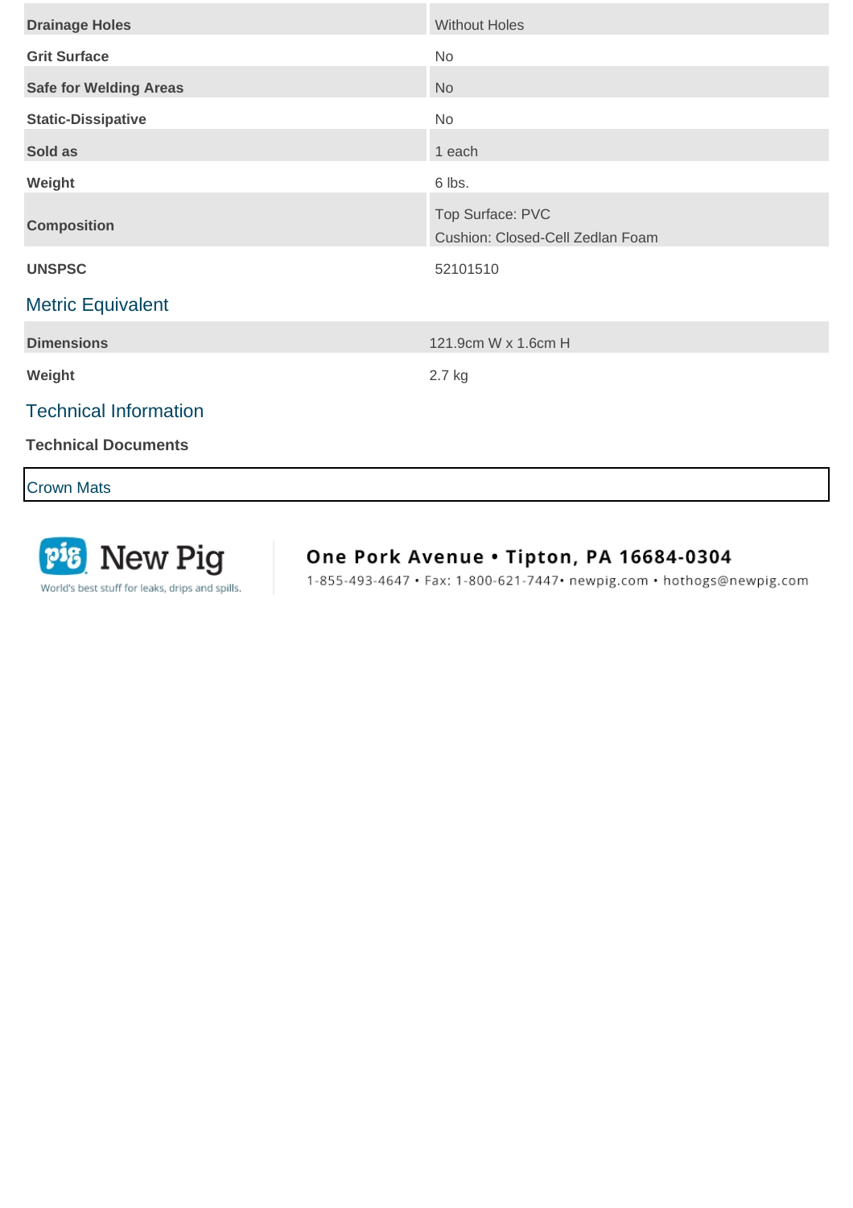| | |
|---|---|
| **Drainage Holes** | Without Holes |
| **Grit Surface** | No |
| **Safe for Welding Areas** | No |
| **Static-Dissipative** | No |
| **Sold as** | 1 each |
| **Weight** | 6 lbs. |
| **Composition** | Top Surface: PVC<br>Cushion: Closed-Cell Zedlan Foam |
| **UNSPSC** | 52101510 |

## Metric Equivalent

| | |
|---|---|
| **Dimensions** | 121.9cm W x 1.6cm H |
| **Weight** | 2.7 kg |

## Technical Information

**Technical Documents**

Crown Mats

New Pig
World's best stuff for leaks, drips and spills.

**One Pork Avenue • Tipton, PA 16684-0304**
1-855-493-4647 • Fax: 1-800-621-7447• newpig.com • hothogs@newpig.com